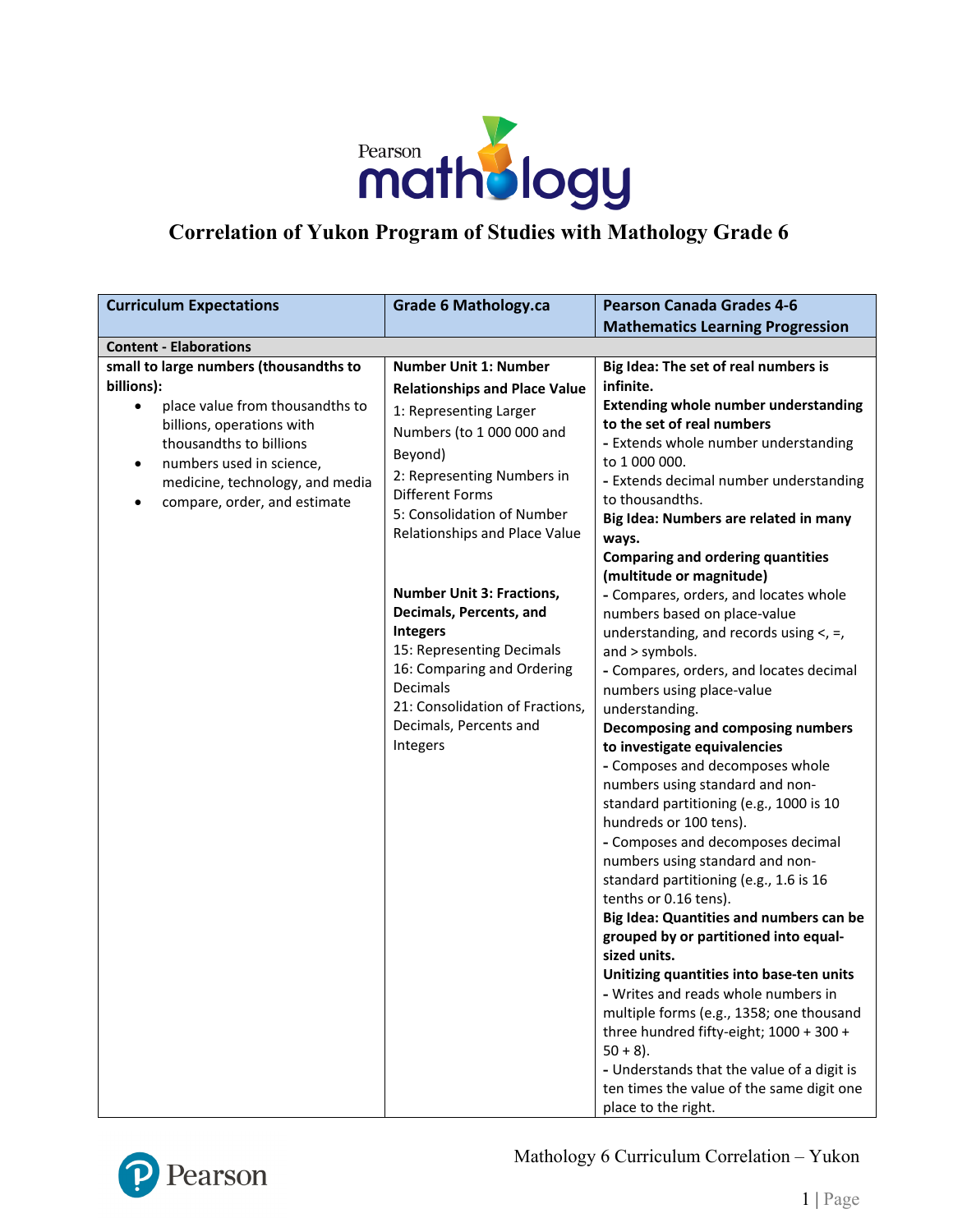# Correlation of Yukon Program of Studies with Mathology Grade 6

| Curriculum Expectations | Grade 6 Mathology.ca | Pearson Canada Grades 4-6 Mathematics Learning Progression |
|---|---|---|
| **Content - Elaborations** | | |
| **small to large numbers (thousandths to billions):**<br>• place value from thousandths to billions, operations with thousandths to billions<br>• numbers used in science, medicine, technology, and media<br>• compare, order, and estimate | **Number Unit 1: Number Relationships and Place Value**<br>1: Representing Larger Numbers (to 1 000 000 and Beyond)<br>2: Representing Numbers in Different Forms<br>5: Consolidation of Number Relationships and Place Value<br><br>**Number Unit 3: Fractions, Decimals, Percents, and Integers**<br>15: Representing Decimals<br>16: Comparing and Ordering Decimals<br>21: Consolidation of Fractions, Decimals, Percents and Integers | **Big Idea: The set of real numbers is infinite.**<br>**Extending whole number understanding to the set of real numbers**<br>- Extends whole number understanding to 1 000 000.<br>- Extends decimal number understanding to thousandths.<br>**Big Idea: Numbers are related in many ways.**<br>**Comparing and ordering quantities (multitude or magnitude)**<br>- Compares, orders, and locates whole numbers based on place-value understanding, and records using <, =, and > symbols.<br>- Compares, orders, and locates decimal numbers using place-value understanding.<br>**Decomposing and composing numbers to investigate equivalencies**<br>- Composes and decomposes whole numbers using standard and non-standard partitioning (e.g., 1000 is 10 hundreds or 100 tens).<br>- Composes and decomposes decimal numbers using standard and non-standard partitioning (e.g., 1.6 is 16 tenths or 0.16 tens).<br>**Big Idea: Quantities and numbers can be grouped by or partitioned into equal-sized units.**<br>**Unitizing quantities into base-ten units**<br>- Writes and reads whole numbers in multiple forms (e.g., 1358; one thousand three hundred fifty-eight; 1000 + 300 + 50 + 8).<br>- Understands that the value of a digit is ten times the value of the same digit one place to the right. |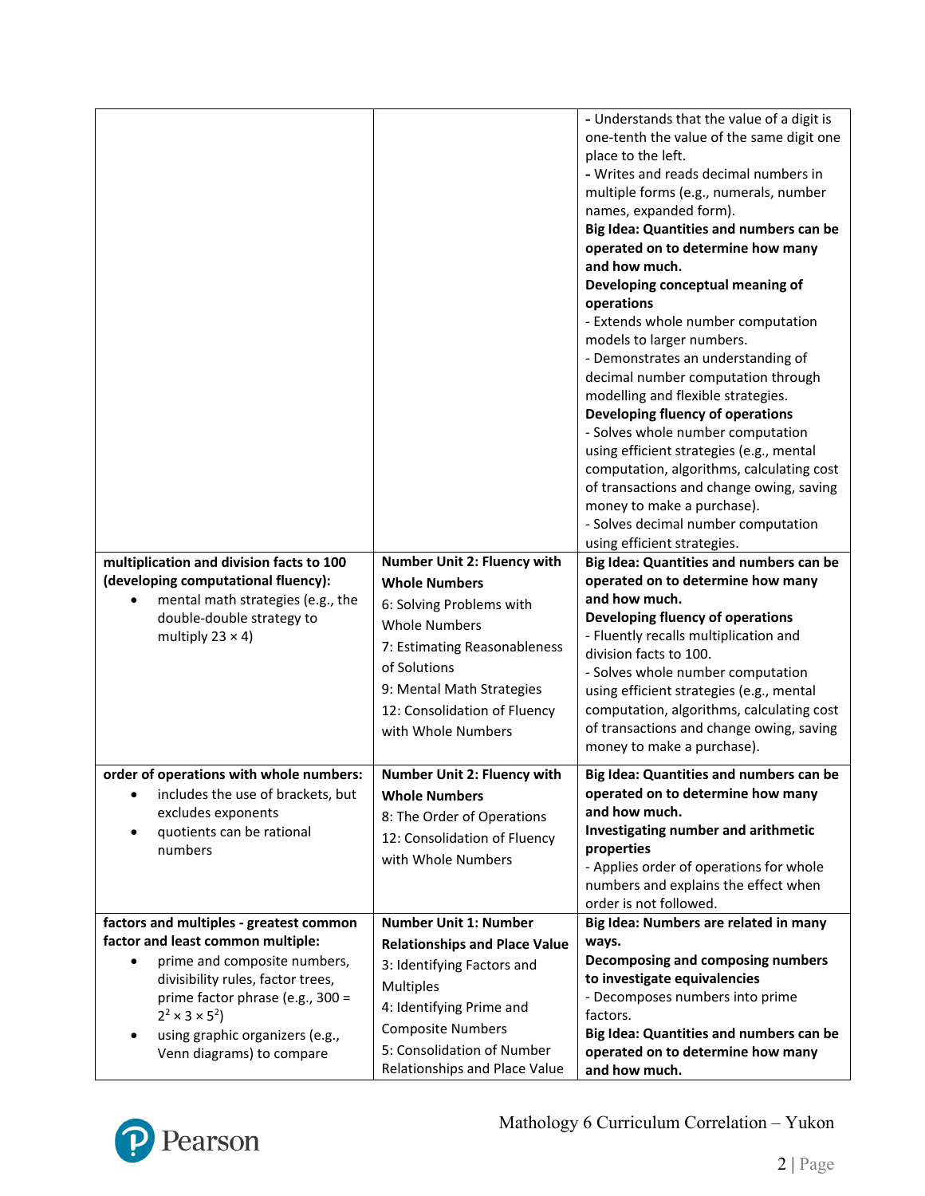| | | |
|---|---|---|
| | | - Understands that the value of a digit is one-tenth the value of the same digit one place to the left.<br>- Writes and reads decimal numbers in multiple forms (e.g., numerals, number names, expanded form).<br>**Big Idea: Quantities and numbers can be operated on to determine how many and how much.**<br>**Developing conceptual meaning of operations**<br>- Extends whole number computation models to larger numbers.<br>- Demonstrates an understanding of decimal number computation through modelling and flexible strategies.<br>**Developing fluency of operations**<br>- Solves whole number computation using efficient strategies (e.g., mental computation, algorithms, calculating cost of transactions and change owing, saving money to make a purchase).<br>- Solves decimal number computation using efficient strategies. |
| **multiplication and division facts to 100 (developing computational fluency):**<br>• mental math strategies (e.g., the double-double strategy to multiply 23 × 4) | **Number Unit 2: Fluency with Whole Numbers**<br>6: Solving Problems with Whole Numbers<br>7: Estimating Reasonableness of Solutions<br>9: Mental Math Strategies<br>12: Consolidation of Fluency with Whole Numbers | **Big Idea: Quantities and numbers can be operated on to determine how many and how much.**<br>**Developing fluency of operations**<br>- Fluently recalls multiplication and division facts to 100.<br>- Solves whole number computation using efficient strategies (e.g., mental computation, algorithms, calculating cost of transactions and change owing, saving money to make a purchase). |
| **order of operations with whole numbers:**<br>• includes the use of brackets, but excludes exponents<br>• quotients can be rational numbers | **Number Unit 2: Fluency with Whole Numbers**<br>8: The Order of Operations<br>12: Consolidation of Fluency with Whole Numbers | **Big Idea: Quantities and numbers can be operated on to determine how many and how much.**<br>**Investigating number and arithmetic properties**<br>- Applies order of operations for whole numbers and explains the effect when order is not followed. |
| **factors and multiples - greatest common factor and least common multiple:**<br>• prime and composite numbers, divisibility rules, factor trees, prime factor phrase (e.g., $300 = 2^2 \times 3 \times 5^2$)<br>• using graphic organizers (e.g., Venn diagrams) to compare | **Number Unit 1: Number Relationships and Place Value**<br>3: Identifying Factors and Multiples<br>4: Identifying Prime and Composite Numbers<br>5: Consolidation of Number Relationships and Place Value | **Big Idea: Numbers are related in many ways.**<br>**Decomposing and composing numbers to investigate equivalencies**<br>- Decomposes numbers into prime factors.<br>**Big Idea: Quantities and numbers can be operated on to determine how many and how much.** |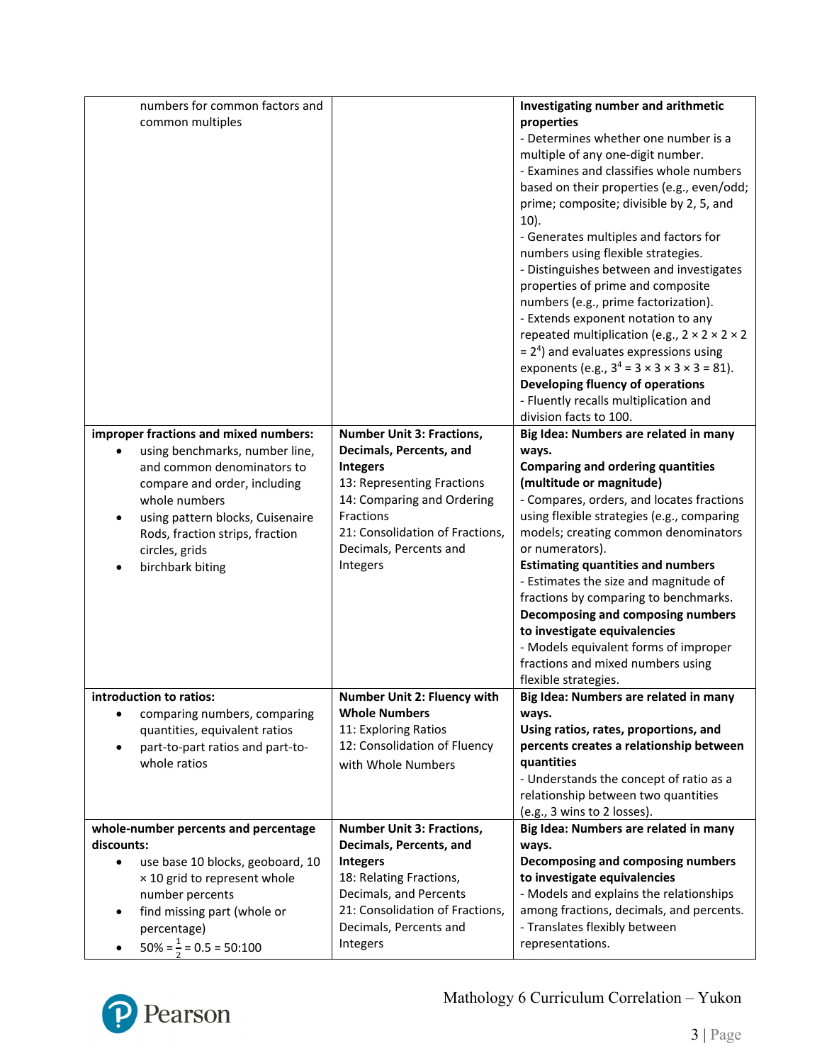| | | |
|---|---|---|
| numbers for common factors and common multiples | | **Investigating number and arithmetic properties**<br>- Determines whether one number is a multiple of any one-digit number.<br>- Examines and classifies whole numbers based on their properties (e.g., even/odd; prime; composite; divisible by 2, 5, and 10).<br>- Generates multiples and factors for numbers using flexible strategies.<br>- Distinguishes between and investigates properties of prime and composite numbers (e.g., prime factorization).<br>- Extends exponent notation to any repeated multiplication (e.g., 2 × 2 × 2 × 2 = $2^4$) and evaluates expressions using exponents (e.g., $3^4$ = 3 × 3 × 3 × 3 = 81).<br>**Developing fluency of operations**<br>- Fluently recalls multiplication and division facts to 100. |
| **improper fractions and mixed numbers:**<br>• using benchmarks, number line, and common denominators to compare and order, including whole numbers<br>• using pattern blocks, Cuisenaire Rods, fraction strips, fraction circles, grids<br>• birchbark biting | **Number Unit 3: Fractions, Decimals, Percents, and Integers**<br>13: Representing Fractions<br>14: Comparing and Ordering Fractions<br>21: Consolidation of Fractions, Decimals, Percents and Integers | **Big Idea: Numbers are related in many ways.**<br>**Comparing and ordering quantities (multitude or magnitude)**<br>- Compares, orders, and locates fractions using flexible strategies (e.g., comparing models; creating common denominators or numerators).<br>**Estimating quantities and numbers**<br>- Estimates the size and magnitude of fractions by comparing to benchmarks.<br>**Decomposing and composing numbers to investigate equivalencies**<br>- Models equivalent forms of improper fractions and mixed numbers using flexible strategies. |
| **introduction to ratios:**<br>• comparing numbers, comparing quantities, equivalent ratios<br>• part-to-part ratios and part-to-whole ratios | **Number Unit 2: Fluency with Whole Numbers**<br>11: Exploring Ratios<br>12: Consolidation of Fluency with Whole Numbers | **Big Idea: Numbers are related in many ways.**<br>**Using ratios, rates, proportions, and percents creates a relationship between quantities**<br>- Understands the concept of ratio as a relationship between two quantities (e.g., 3 wins to 2 losses). |
| **whole-number percents and percentage discounts:**<br>• use base 10 blocks, geoboard, 10 × 10 grid to represent whole number percents<br>• find missing part (whole or percentage)<br>• 50% = $\frac{1}{2}$ = 0.5 = 50:100 | **Number Unit 3: Fractions, Decimals, Percents, and Integers**<br>18: Relating Fractions, Decimals, and Percents<br>21: Consolidation of Fractions, Decimals, Percents and Integers | **Big Idea: Numbers are related in many ways.**<br>**Decomposing and composing numbers to investigate equivalencies**<br>- Models and explains the relationships among fractions, decimals, and percents.<br>- Translates flexibly between representations. |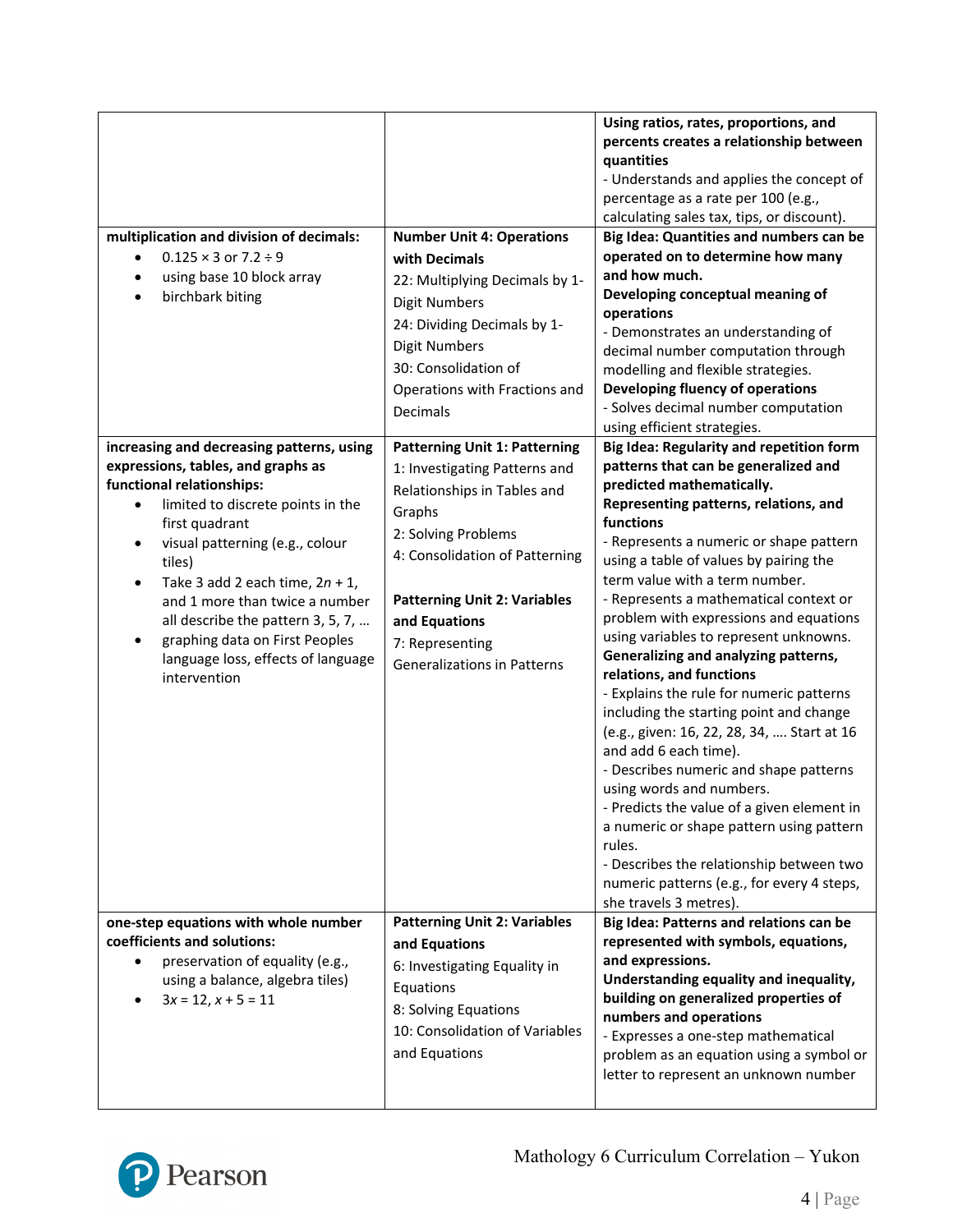| | | |
|---|---|---|
| | | **Using ratios, rates, proportions, and percents creates a relationship between quantities**<br>- Understands and applies the concept of percentage as a rate per 100 (e.g., calculating sales tax, tips, or discount). |
| **multiplication and division of decimals:**<br>• $0.125 \times 3$ or $7.2 \div 9$<br>• using base 10 block array<br>• birchbark biting | **Number Unit 4: Operations with Decimals**<br>22: Multiplying Decimals by 1-Digit Numbers<br>24: Dividing Decimals by 1-Digit Numbers<br>30: Consolidation of Operations with Fractions and Decimals | **Big Idea: Quantities and numbers can be operated on to determine how many and how much.**<br>**Developing conceptual meaning of operations**<br>- Demonstrates an understanding of decimal number computation through modelling and flexible strategies.<br>**Developing fluency of operations**<br>- Solves decimal number computation using efficient strategies. |
| **increasing and decreasing patterns, using expressions, tables, and graphs as functional relationships:**<br>• limited to discrete points in the first quadrant<br>• visual patterning (e.g., colour tiles)<br>• Take 3 add 2 each time, $2n + 1$, and 1 more than twice a number all describe the pattern 3, 5, 7, …<br>• graphing data on First Peoples language loss, effects of language intervention | **Patterning Unit 1: Patterning**<br>1: Investigating Patterns and Relationships in Tables and Graphs<br>2: Solving Problems<br>4: Consolidation of Patterning<br><br>**Patterning Unit 2: Variables and Equations**<br>7: Representing Generalizations in Patterns | **Big Idea: Regularity and repetition form patterns that can be generalized and predicted mathematically.**<br>**Representing patterns, relations, and functions**<br>- Represents a numeric or shape pattern using a table of values by pairing the term value with a term number.<br>- Represents a mathematical context or problem with expressions and equations using variables to represent unknowns.<br>**Generalizing and analyzing patterns, relations, and functions**<br>- Explains the rule for numeric patterns including the starting point and change (e.g., given: 16, 22, 28, 34, …. Start at 16 and add 6 each time).<br>- Describes numeric and shape patterns using words and numbers.<br>- Predicts the value of a given element in a numeric or shape pattern using pattern rules.<br>- Describes the relationship between two numeric patterns (e.g., for every 4 steps, she travels 3 metres). |
| **one-step equations with whole number coefficients and solutions:**<br>• preservation of equality (e.g., using a balance, algebra tiles)<br>• $3x = 12$, $x + 5 = 11$ | **Patterning Unit 2: Variables and Equations**<br>6: Investigating Equality in Equations<br>8: Solving Equations<br>10: Consolidation of Variables and Equations | **Big Idea: Patterns and relations can be represented with symbols, equations, and expressions.**<br>**Understanding equality and inequality, building on generalized properties of numbers and operations**<br>- Expresses a one-step mathematical problem as an equation using a symbol or letter to represent an unknown number |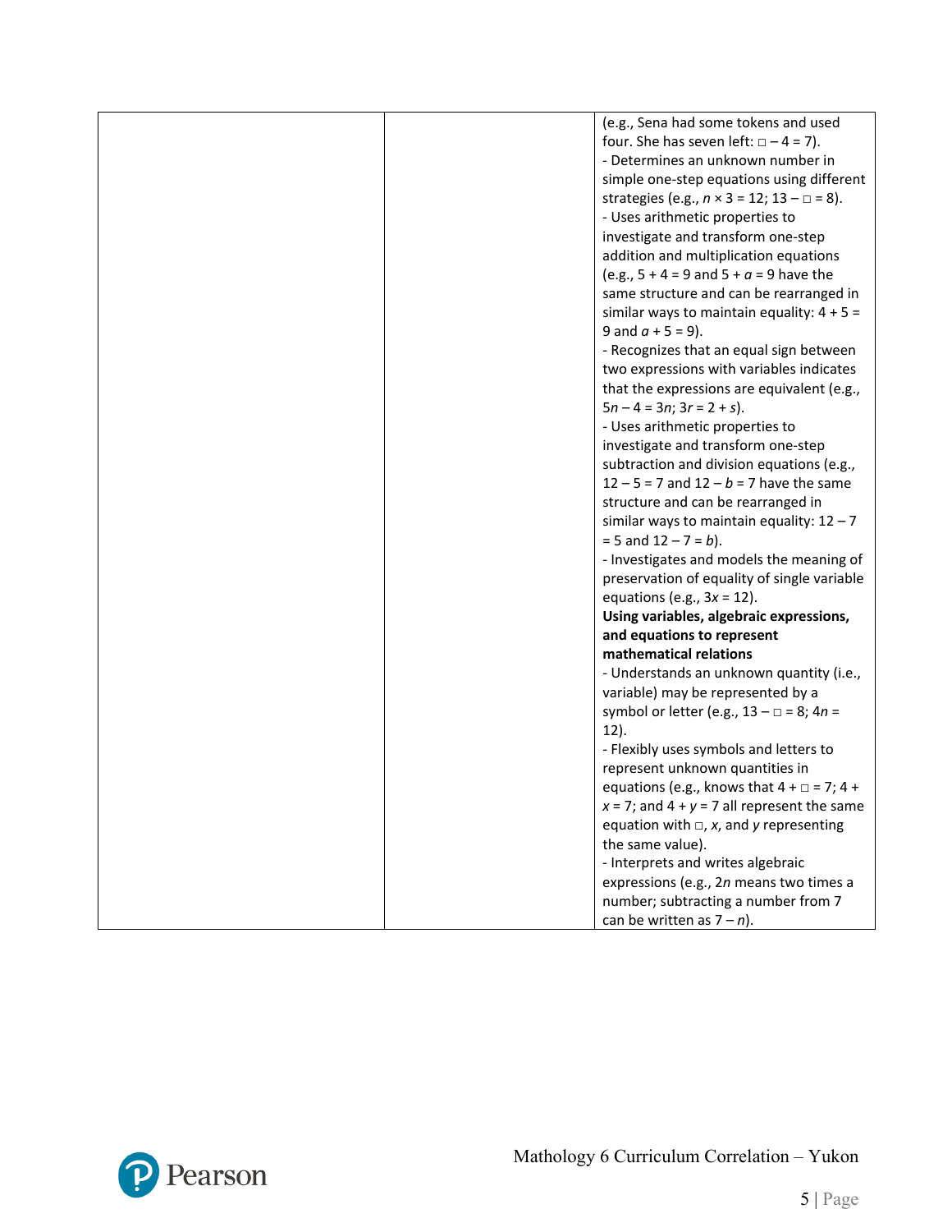| | | |
|---|---|---|
| | | (e.g., Sena had some tokens and used four. She has seven left: $\square - 4 = 7$).<br>- Determines an unknown number in simple one-step equations using different strategies (e.g., $n \times 3 = 12$; $13 - \square = 8$).<br>- Uses arithmetic properties to investigate and transform one-step addition and multiplication equations (e.g., $5 + 4 = 9$ and $5 + a = 9$ have the same structure and can be rearranged in similar ways to maintain equality: $4 + 5 = 9$ and $a + 5 = 9$).<br>- Recognizes that an equal sign between two expressions with variables indicates that the expressions are equivalent (e.g., $5n - 4 = 3n$; $3r = 2 + s$).<br>- Uses arithmetic properties to investigate and transform one-step subtraction and division equations (e.g., $12 - 5 = 7$ and $12 - b = 7$ have the same structure and can be rearranged in similar ways to maintain equality: $12 - 7 = 5$ and $12 - 7 = b$).<br>- Investigates and models the meaning of preservation of equality of single variable equations (e.g., $3x = 12$).<br>**Using variables, algebraic expressions, and equations to represent mathematical relations**<br>- Understands an unknown quantity (i.e., variable) may be represented by a symbol or letter (e.g., $13 - \square = 8$; $4n = 12$).<br>- Flexibly uses symbols and letters to represent unknown quantities in equations (e.g., knows that $4 + \square = 7$; $4 + x = 7$; and $4 + y = 7$ all represent the same equation with $\square$, $x$, and $y$ representing the same value).<br>- Interprets and writes algebraic expressions (e.g., $2n$ means two times a number; subtracting a number from 7 can be written as $7 - n$). |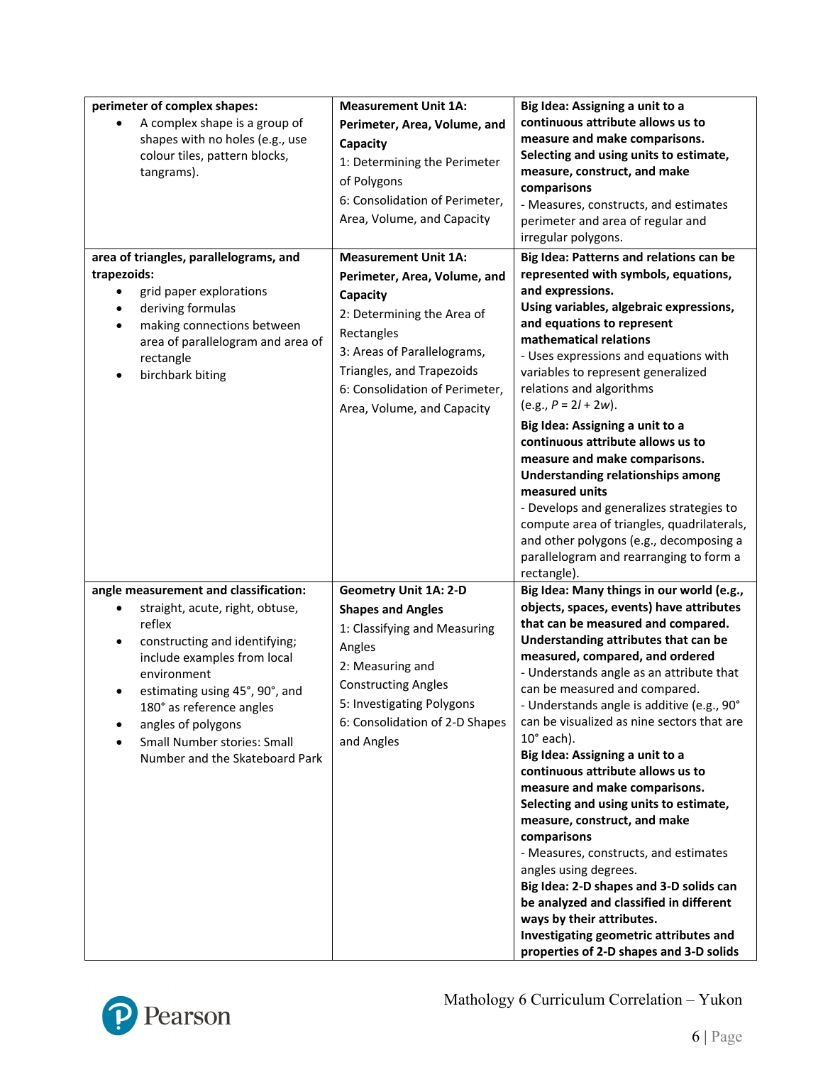| | | |
|---|---|---|
| **perimeter of complex shapes:**<br>• A complex shape is a group of shapes with no holes (e.g., use colour tiles, pattern blocks, tangrams). | **Measurement Unit 1A: Perimeter, Area, Volume, and Capacity**<br>1: Determining the Perimeter of Polygons<br>6: Consolidation of Perimeter, Area, Volume, and Capacity | **Big Idea: Assigning a unit to a continuous attribute allows us to measure and make comparisons.**<br>**Selecting and using units to estimate, measure, construct, and make comparisons**<br>- Measures, constructs, and estimates perimeter and area of regular and irregular polygons. |
| **area of triangles, parallelograms, and trapezoids:**<br>• grid paper explorations<br>• deriving formulas<br>• making connections between area of parallelogram and area of rectangle<br>• birchbark biting | **Measurement Unit 1A: Perimeter, Area, Volume, and Capacity**<br>2: Determining the Area of Rectangles<br>3: Areas of Parallelograms, Triangles, and Trapezoids<br>6: Consolidation of Perimeter, Area, Volume, and Capacity | **Big Idea: Patterns and relations can be represented with symbols, equations, and expressions.**<br>**Using variables, algebraic expressions, and equations to represent mathematical relations**<br>- Uses expressions and equations with variables to represent generalized relations and algorithms (e.g., $P = 2l + 2w$).<br>**Big Idea: Assigning a unit to a continuous attribute allows us to measure and make comparisons.**<br>**Understanding relationships among measured units**<br>- Develops and generalizes strategies to compute area of triangles, quadrilaterals, and other polygons (e.g., decomposing a parallelogram and rearranging to form a rectangle). |
| **angle measurement and classification:**<br>• straight, acute, right, obtuse, reflex<br>• constructing and identifying; include examples from local environment<br>• estimating using 45°, 90°, and 180° as reference angles<br>• angles of polygons<br>• Small Number stories: Small Number and the Skateboard Park | **Geometry Unit 1A: 2-D Shapes and Angles**<br>1: Classifying and Measuring Angles<br>2: Measuring and Constructing Angles<br>5: Investigating Polygons<br>6: Consolidation of 2-D Shapes and Angles | **Big Idea: Many things in our world (e.g., objects, spaces, events) have attributes that can be measured and compared.**<br>**Understanding attributes that can be measured, compared, and ordered**<br>- Understands angle as an attribute that can be measured and compared.<br>- Understands angle is additive (e.g., 90° can be visualized as nine sectors that are 10° each).<br>**Big Idea: Assigning a unit to a continuous attribute allows us to measure and make comparisons.**<br>**Selecting and using units to estimate, measure, construct, and make comparisons**<br>- Measures, constructs, and estimates angles using degrees.<br>**Big Idea: 2-D shapes and 3-D solids can be analyzed and classified in different ways by their attributes.**<br>**Investigating geometric attributes and properties of 2-D shapes and 3-D solids** |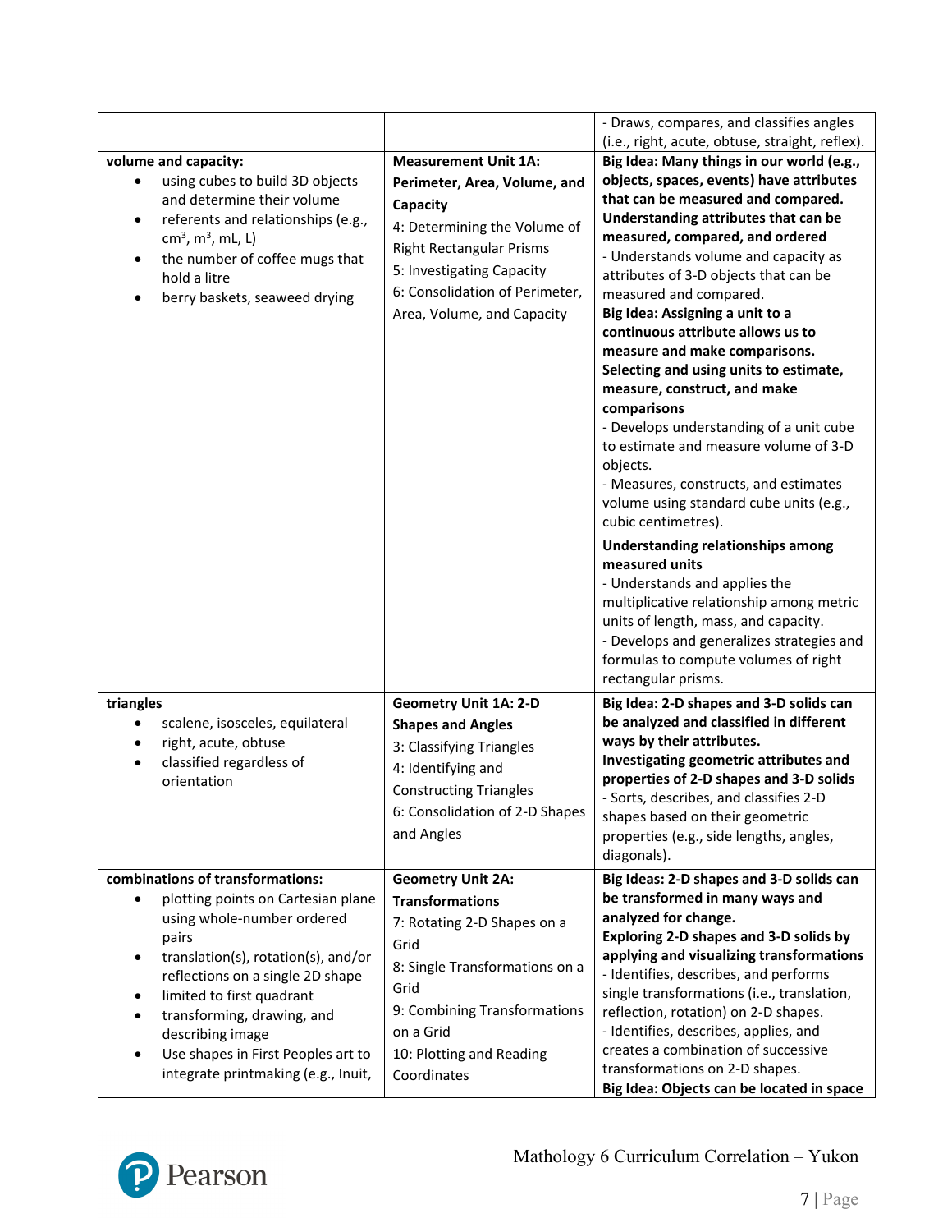| | | |
|---|---|---|
| | | - Draws, compares, and classifies angles (i.e., right, acute, obtuse, straight, reflex). |
| **volume and capacity:**<br>• using cubes to build 3D objects and determine their volume<br>• referents and relationships (e.g., $cm^3$, $m^3$, mL, L)<br>• the number of coffee mugs that hold a litre<br>• berry baskets, seaweed drying | **Measurement Unit 1A: Perimeter, Area, Volume, and Capacity**<br>4: Determining the Volume of Right Rectangular Prisms<br>5: Investigating Capacity<br>6: Consolidation of Perimeter, Area, Volume, and Capacity | **Big Idea: Many things in our world (e.g., objects, spaces, events) have attributes that can be measured and compared.**<br>**Understanding attributes that can be measured, compared, and ordered**<br>- Understands volume and capacity as attributes of 3-D objects that can be measured and compared.<br>**Big Idea: Assigning a unit to a continuous attribute allows us to measure and make comparisons.**<br>**Selecting and using units to estimate, measure, construct, and make comparisons**<br>- Develops understanding of a unit cube to estimate and measure volume of 3-D objects.<br>- Measures, constructs, and estimates volume using standard cube units (e.g., cubic centimetres).<br>**Understanding relationships among measured units**<br>- Understands and applies the multiplicative relationship among metric units of length, mass, and capacity.<br>- Develops and generalizes strategies and formulas to compute volumes of right rectangular prisms. |
| **triangles**<br>• scalene, isosceles, equilateral<br>• right, acute, obtuse<br>• classified regardless of orientation | **Geometry Unit 1A: 2-D Shapes and Angles**<br>3: Classifying Triangles<br>4: Identifying and Constructing Triangles<br>6: Consolidation of 2-D Shapes and Angles | **Big Idea: 2-D shapes and 3-D solids can be analyzed and classified in different ways by their attributes.**<br>**Investigating geometric attributes and properties of 2-D shapes and 3-D solids**<br>- Sorts, describes, and classifies 2-D shapes based on their geometric properties (e.g., side lengths, angles, diagonals). |
| **combinations of transformations:**<br>• plotting points on Cartesian plane using whole-number ordered pairs<br>• translation(s), rotation(s), and/or reflections on a single 2D shape<br>• limited to first quadrant<br>• transforming, drawing, and describing image<br>• Use shapes in First Peoples art to integrate printmaking (e.g., Inuit, | **Geometry Unit 2A: Transformations**<br>7: Rotating 2-D Shapes on a Grid<br>8: Single Transformations on a Grid<br>9: Combining Transformations on a Grid<br>10: Plotting and Reading Coordinates | **Big Ideas: 2-D shapes and 3-D solids can be transformed in many ways and analyzed for change.**<br>**Exploring 2-D shapes and 3-D solids by applying and visualizing transformations**<br>- Identifies, describes, and performs single transformations (i.e., translation, reflection, rotation) on 2-D shapes.<br>- Identifies, describes, applies, and creates a combination of successive transformations on 2-D shapes.<br>**Big Idea: Objects can be located in space** |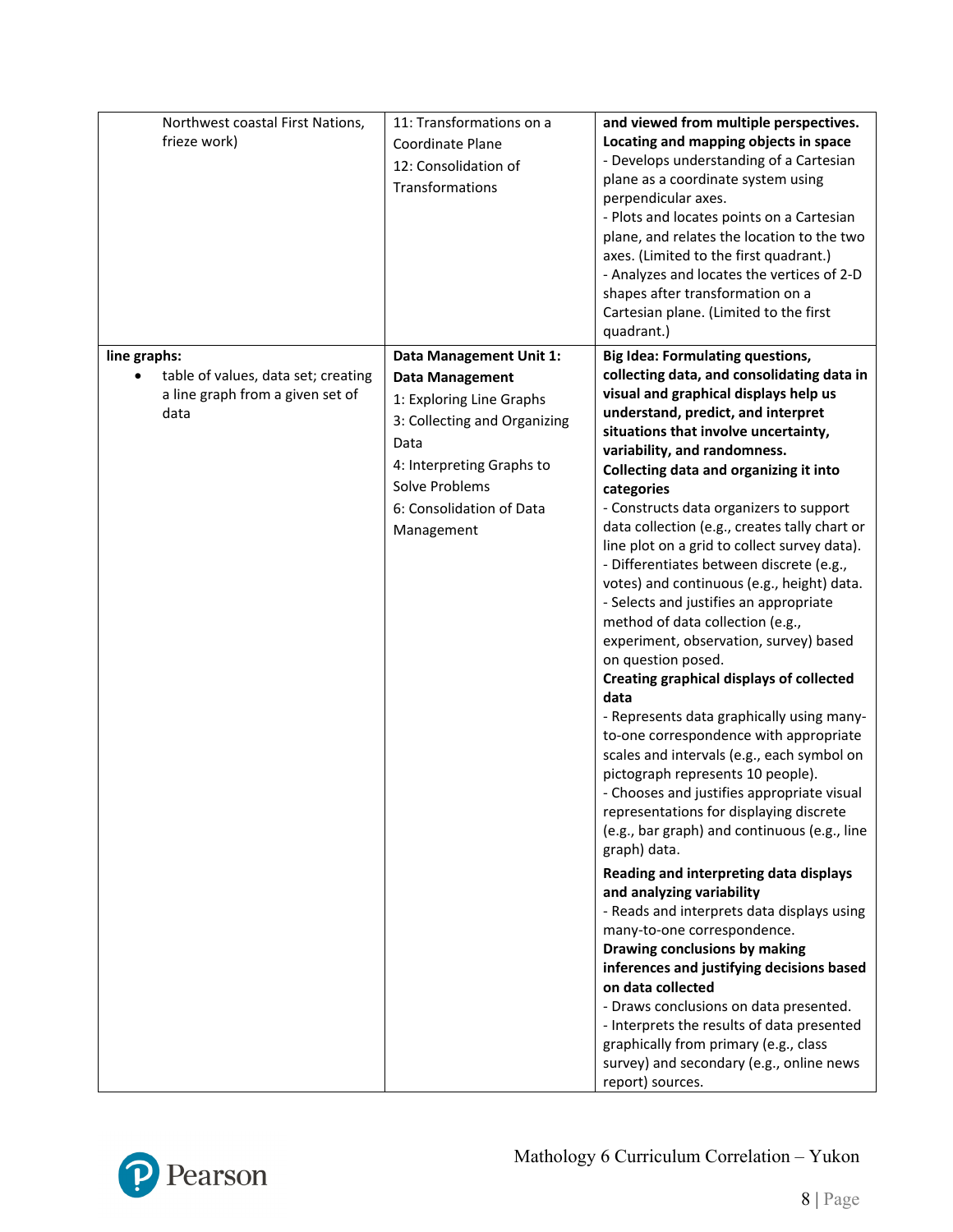| | | |
|---|---|---|
| Northwest coastal First Nations, frieze work) | 11: Transformations on a Coordinate Plane<br>12: Consolidation of Transformations | **and viewed from multiple perspectives.**<br>**Locating and mapping objects in space**<br>- Develops understanding of a Cartesian plane as a coordinate system using perpendicular axes.<br>- Plots and locates points on a Cartesian plane, and relates the location to the two axes. (Limited to the first quadrant.)<br>- Analyzes and locates the vertices of 2-D shapes after transformation on a Cartesian plane. (Limited to the first quadrant.) |
| **line graphs:**<br>• table of values, data set; creating a line graph from a given set of data | **Data Management Unit 1: Data Management**<br>1: Exploring Line Graphs<br>3: Collecting and Organizing Data<br>4: Interpreting Graphs to Solve Problems<br>6: Consolidation of Data Management | **Big Idea: Formulating questions, collecting data, and consolidating data in visual and graphical displays help us understand, predict, and interpret situations that involve uncertainty, variability, and randomness.**<br>**Collecting data and organizing it into categories**<br>- Constructs data organizers to support data collection (e.g., creates tally chart or line plot on a grid to collect survey data).<br>- Differentiates between discrete (e.g., votes) and continuous (e.g., height) data.<br>- Selects and justifies an appropriate method of data collection (e.g., experiment, observation, survey) based on question posed.<br>**Creating graphical displays of collected data**<br>- Represents data graphically using many-to-one correspondence with appropriate scales and intervals (e.g., each symbol on pictograph represents 10 people).<br>- Chooses and justifies appropriate visual representations for displaying discrete (e.g., bar graph) and continuous (e.g., line graph) data.<br>**Reading and interpreting data displays and analyzing variability**<br>- Reads and interprets data displays using many-to-one correspondence.<br>**Drawing conclusions by making inferences and justifying decisions based on data collected**<br>- Draws conclusions on data presented.<br>- Interprets the results of data presented graphically from primary (e.g., class survey) and secondary (e.g., online news report) sources. |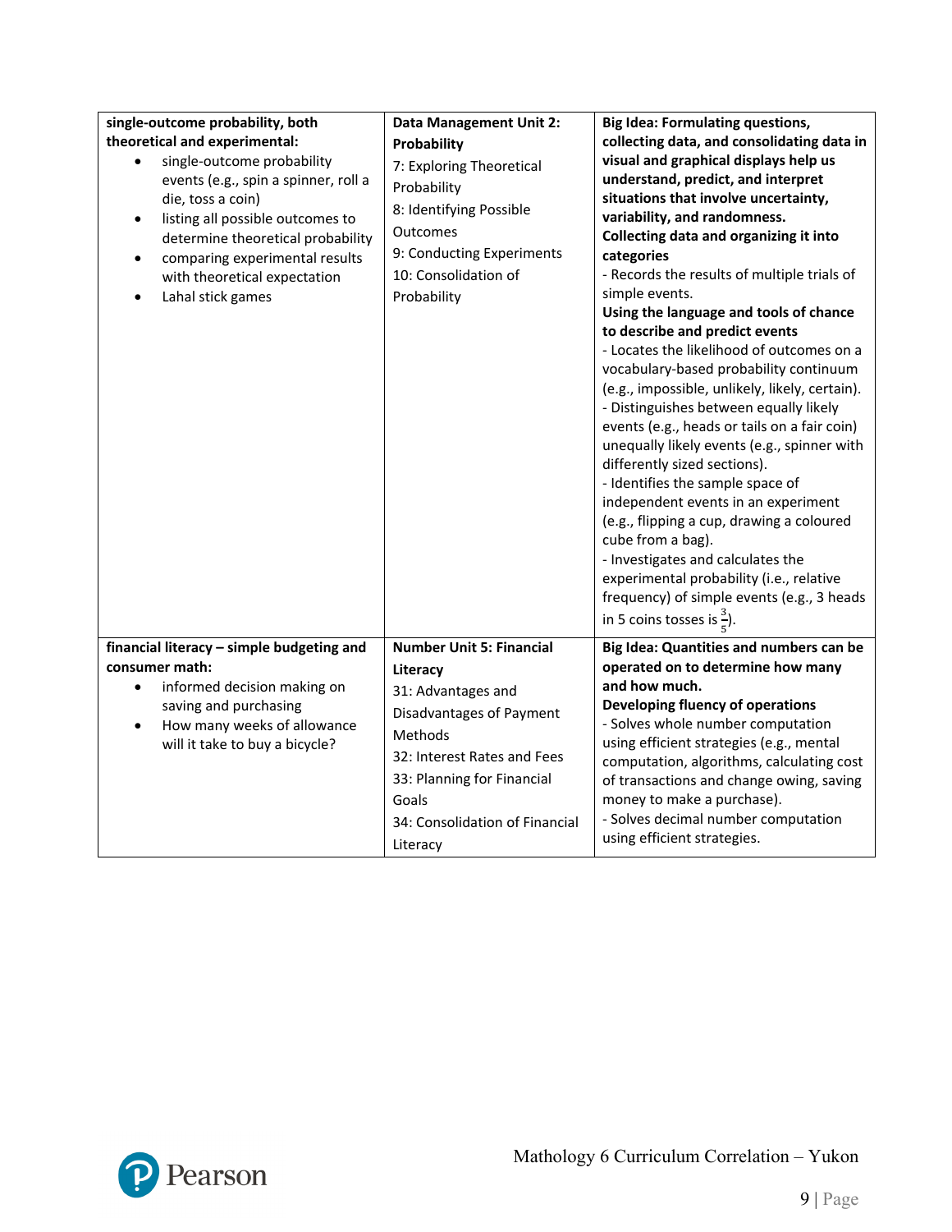| | | |
|---|---|---|
| **single-outcome probability, both theoretical and experimental:**<br>• single-outcome probability events (e.g., spin a spinner, roll a die, toss a coin)<br>• listing all possible outcomes to determine theoretical probability<br>• comparing experimental results with theoretical expectation<br>• Lahal stick games | **Data Management Unit 2: Probability**<br>7: Exploring Theoretical Probability<br>8: Identifying Possible Outcomes<br>9: Conducting Experiments<br>10: Consolidation of Probability | **Big Idea: Formulating questions, collecting data, and consolidating data in visual and graphical displays help us understand, predict, and interpret situations that involve uncertainty, variability, and randomness.**<br>**Collecting data and organizing it into categories**<br>- Records the results of multiple trials of simple events.<br>**Using the language and tools of chance to describe and predict events**<br>- Locates the likelihood of outcomes on a vocabulary-based probability continuum (e.g., impossible, unlikely, likely, certain).<br>- Distinguishes between equally likely events (e.g., heads or tails on a fair coin) unequally likely events (e.g., spinner with differently sized sections).<br>- Identifies the sample space of independent events in an experiment (e.g., flipping a cup, drawing a coloured cube from a bag).<br>- Investigates and calculates the experimental probability (i.e., relative frequency) of simple events (e.g., 3 heads in 5 coins tosses is $\frac{3}{5}$). |
| **financial literacy – simple budgeting and consumer math:**<br>• informed decision making on saving and purchasing<br>• How many weeks of allowance will it take to buy a bicycle? | **Number Unit 5: Financial Literacy**<br>31: Advantages and Disadvantages of Payment Methods<br>32: Interest Rates and Fees<br>33: Planning for Financial Goals<br>34: Consolidation of Financial Literacy | **Big Idea: Quantities and numbers can be operated on to determine how many and how much.**<br>**Developing fluency of operations**<br>- Solves whole number computation using efficient strategies (e.g., mental computation, algorithms, calculating cost of transactions and change owing, saving money to make a purchase).<br>- Solves decimal number computation using efficient strategies. |